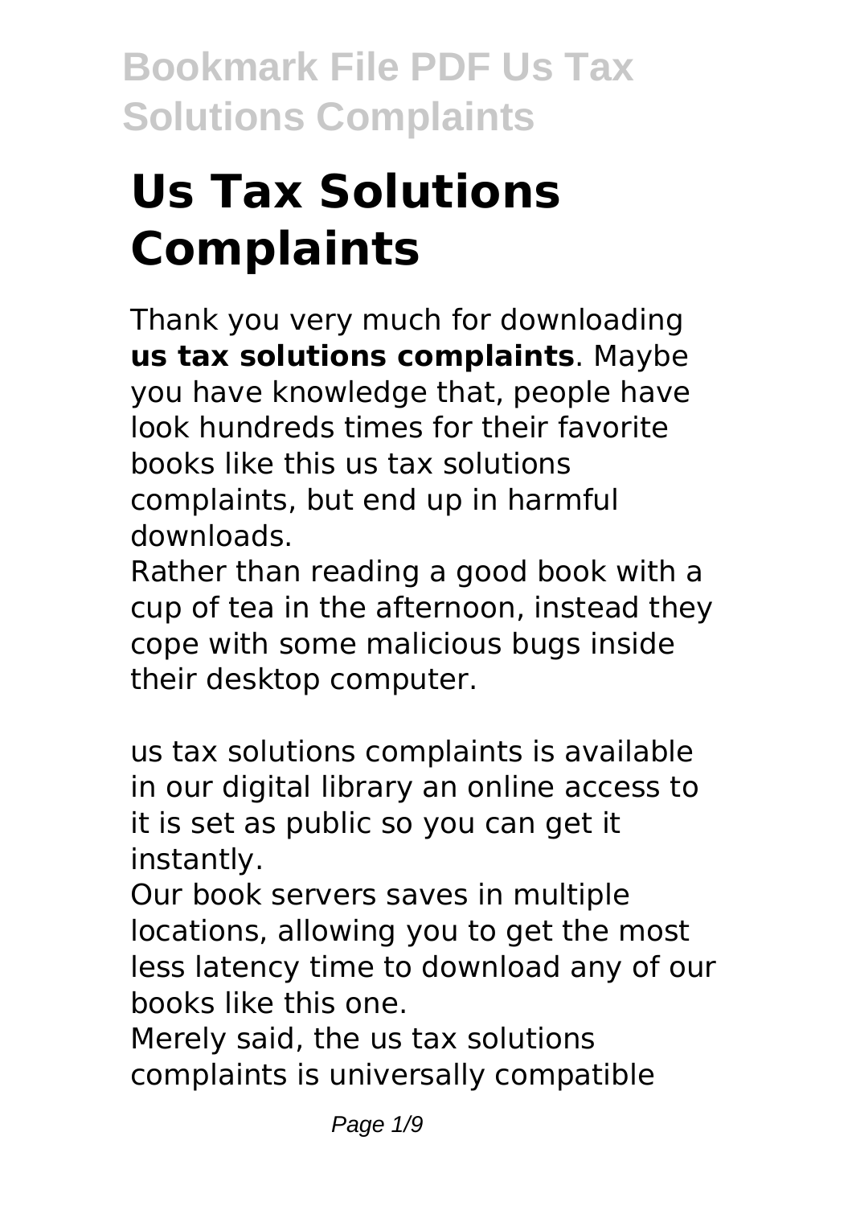# Us Tax Solutions Complaints

Thank you very much for downloading **us tax solutions complaints**. Maybe you have knowledge that, people have look hundreds times for their favorite books like this us tax solutions complaints, but end up in harmful downloads.

Rather than reading a good book with a cup of tea in the afternoon, instead they cope with some malicious bugs inside their desktop computer.

us tax solutions complaints is available in our digital library an online access to it is set as public so you can get it instantly.

Our book servers saves in multiple locations, allowing you to get the most less latency time to download any of our books like this one.

Merely said, the us tax solutions complaints is universally compatible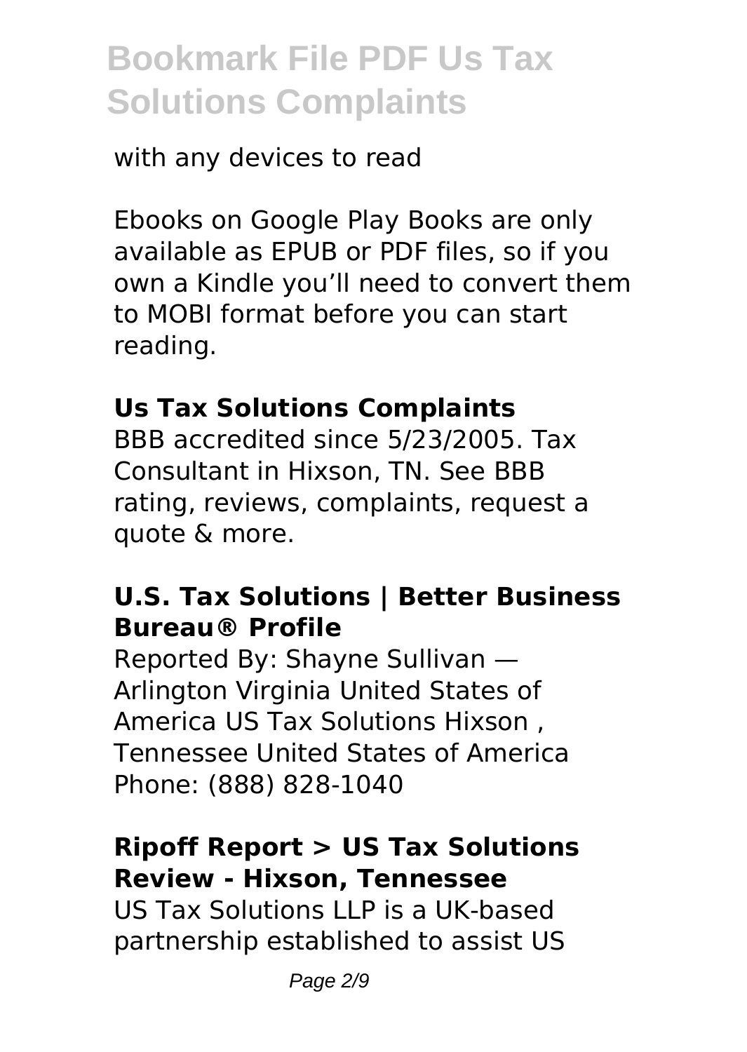with any devices to read

Ebooks on Google Play Books are only available as EPUB or PDF files, so if you own a Kindle you'll need to convert them to MOBI format before you can start reading.

### Us Tax Solutions Complaints

BBB accredited since 5/23/2005. Tax Consultant in Hixson, TN. See BBB rating, reviews, complaints, request a quote & more.

### U.S. Tax Solutions | Better Business Bureau® Profile

Reported By: Shayne Sullivan — Arlington Virginia United States of America US Tax Solutions Hixson , Tennessee United States of America Phone: (888) 828-1040

### Ripoff Report > US Tax Solutions Review - Hixson, Tennessee

US Tax Solutions LLP is a UK-based partnership established to assist US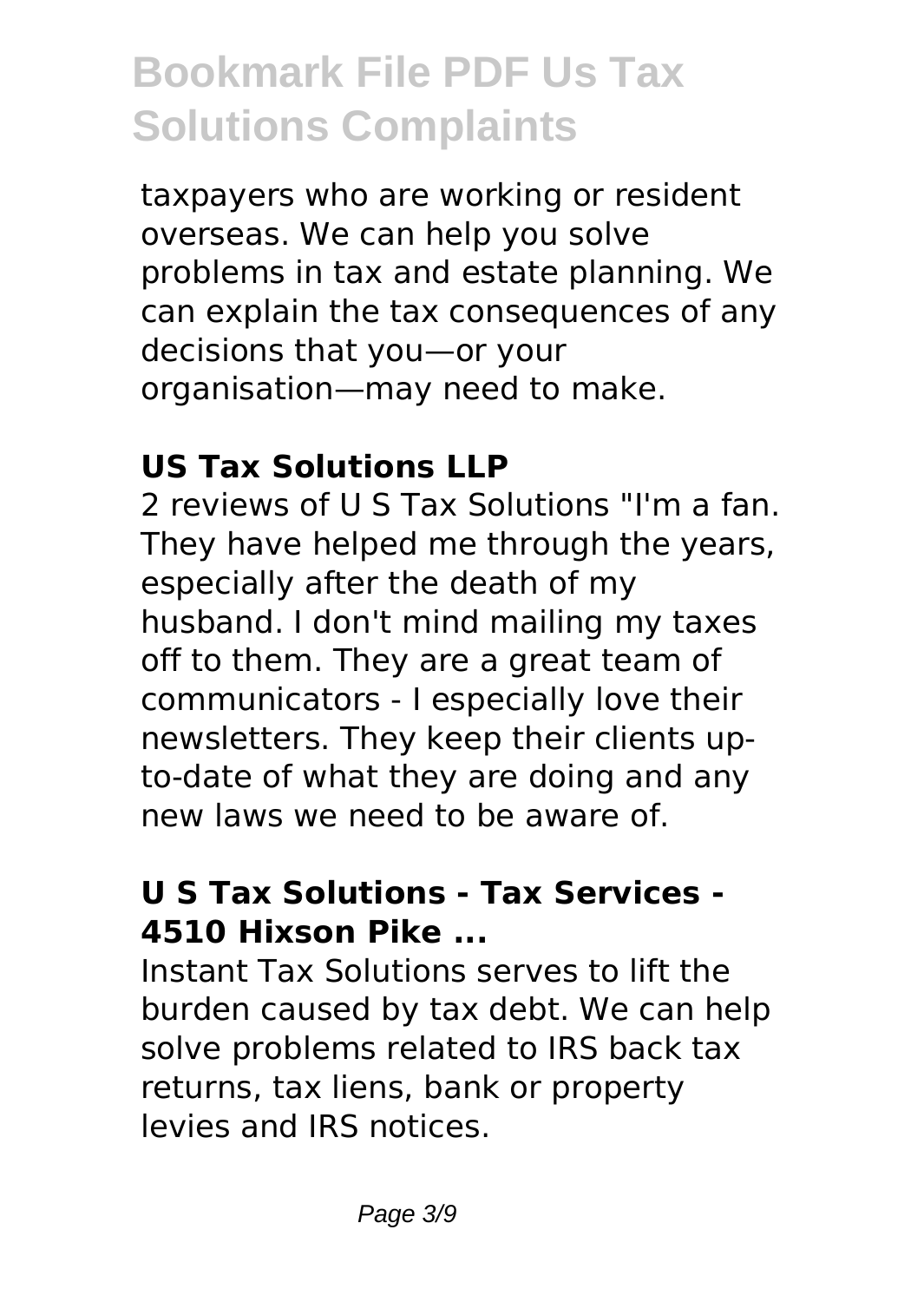taxpayers who are working or resident overseas. We can help you solve problems in tax and estate planning. We can explain the tax consequences of any decisions that you—or your organisation—may need to make.

### US Tax Solutions LLP

2 reviews of U S Tax Solutions "I'm a fan. They have helped me through the years, especially after the death of my husband. I don't mind mailing my taxes off to them. They are a great team of communicators - I especially love their newsletters. They keep their clients up-to-date of what they are doing and any new laws we need to be aware of.

### U S Tax Solutions - Tax Services - 4510 Hixson Pike ...

Instant Tax Solutions serves to lift the burden caused by tax debt. We can help solve problems related to IRS back tax returns, tax liens, bank or property levies and IRS notices.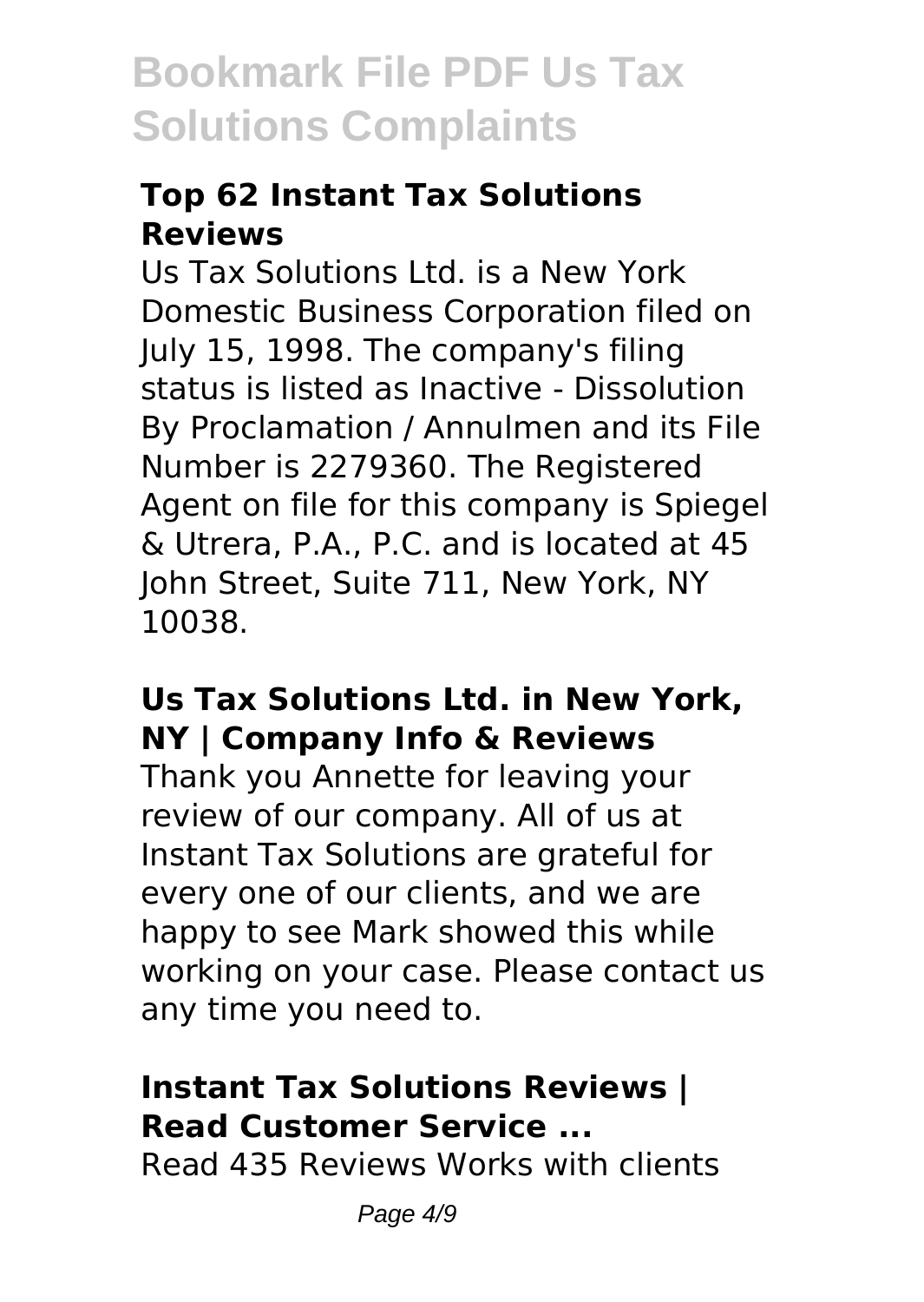### Top 62 Instant Tax Solutions Reviews

Us Tax Solutions Ltd. is a New York Domestic Business Corporation filed on July 15, 1998. The company's filing status is listed as Inactive - Dissolution By Proclamation / Annulmen and its File Number is 2279360. The Registered Agent on file for this company is Spiegel & Utrera, P.A., P.C. and is located at 45 John Street, Suite 711, New York, NY 10038.

### Us Tax Solutions Ltd. in New York, NY | Company Info & Reviews

Thank you Annette for leaving your review of our company. All of us at Instant Tax Solutions are grateful for every one of our clients, and we are happy to see Mark showed this while working on your case. Please contact us any time you need to.

### Instant Tax Solutions Reviews | Read Customer Service ...

Read 435 Reviews Works with clients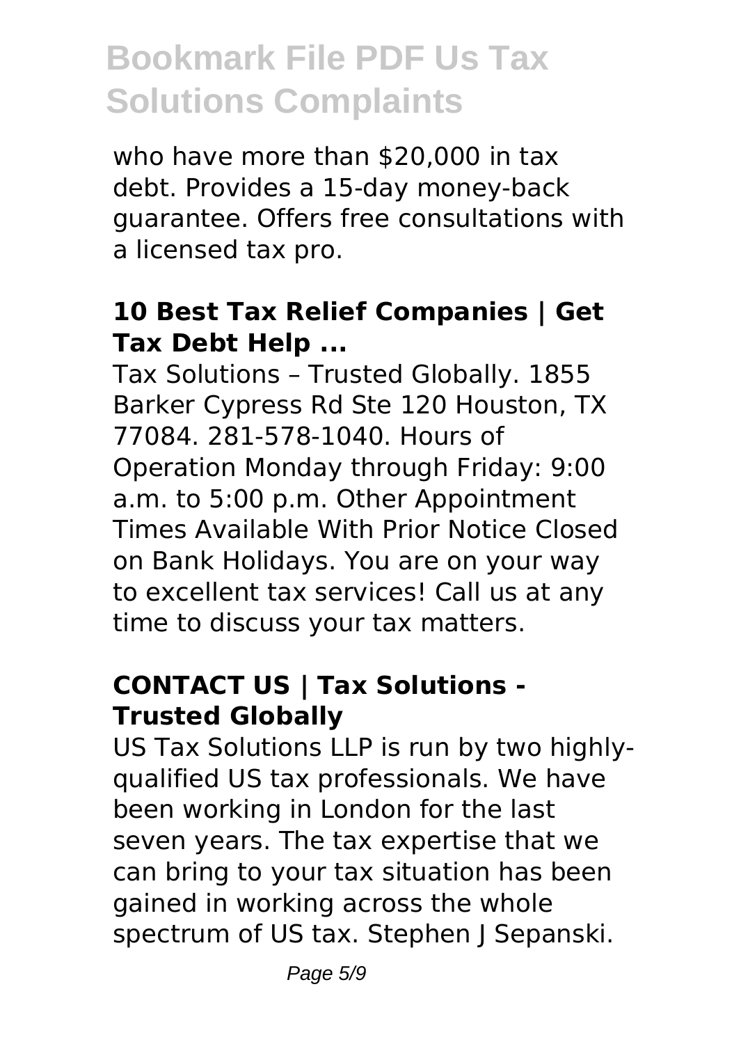who have more than $20,000 in tax debt. Provides a 15-day money-back guarantee. Offers free consultations with a licensed tax pro.

### 10 Best Tax Relief Companies | Get Tax Debt Help ...

Tax Solutions – Trusted Globally. 1855 Barker Cypress Rd Ste 120 Houston, TX 77084. 281-578-1040. Hours of Operation Monday through Friday: 9:00 a.m. to 5:00 p.m. Other Appointment Times Available With Prior Notice Closed on Bank Holidays. You are on your way to excellent tax services! Call us at any time to discuss your tax matters.

### CONTACT US | Tax Solutions - Trusted Globally

US Tax Solutions LLP is run by two highly-qualified US tax professionals. We have been working in London for the last seven years. The tax expertise that we can bring to your tax situation has been gained in working across the whole spectrum of US tax. Stephen J Sepanski.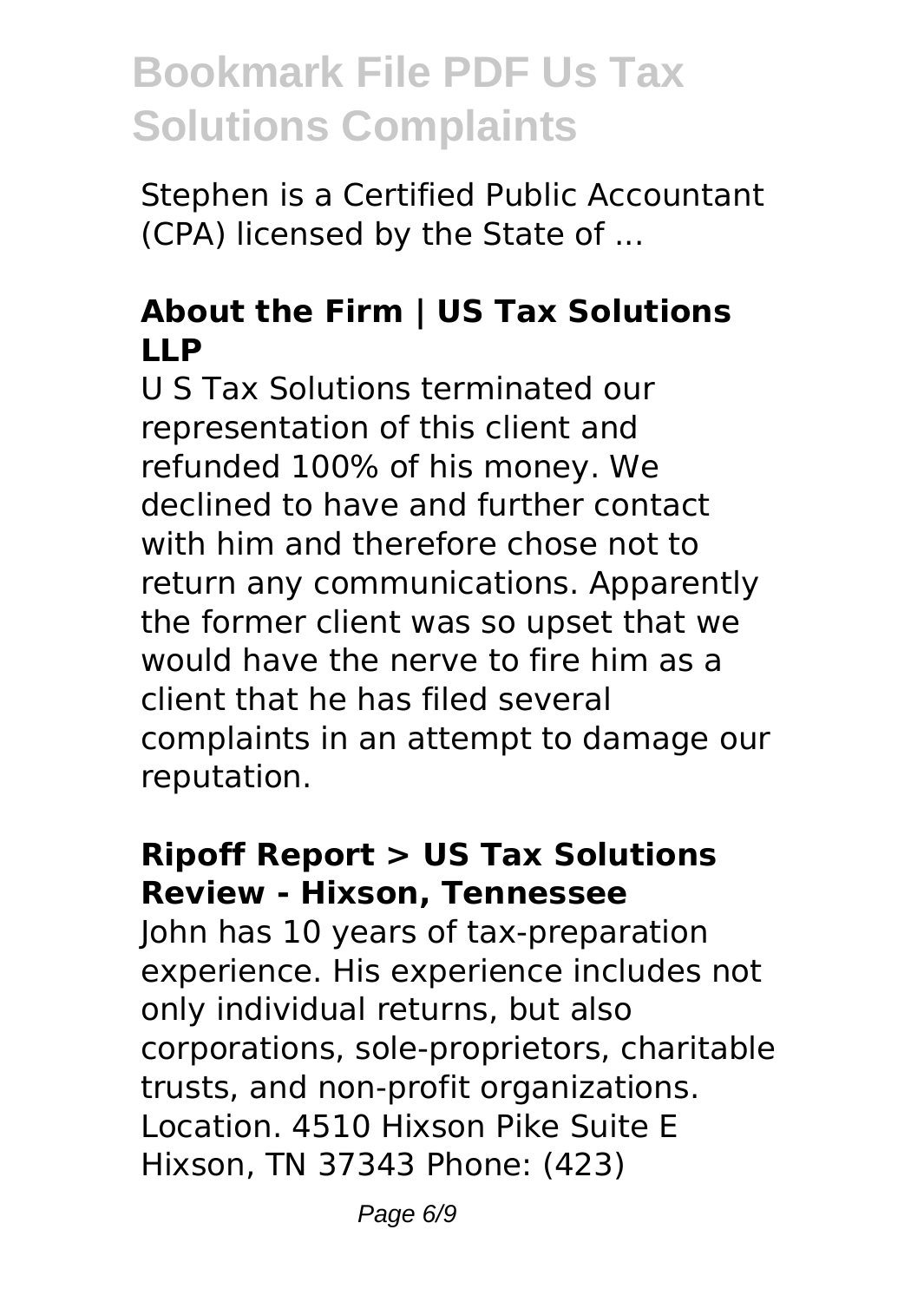Stephen is a Certified Public Accountant (CPA) licensed by the State of ...

### About the Firm | US Tax Solutions LLP

U S Tax Solutions terminated our representation of this client and refunded 100% of his money. We declined to have and further contact with him and therefore chose not to return any communications. Apparently the former client was so upset that we would have the nerve to fire him as a client that he has filed several complaints in an attempt to damage our reputation.

### Ripoff Report > US Tax Solutions Review - Hixson, Tennessee

John has 10 years of tax-preparation experience. His experience includes not only individual returns, but also corporations, sole-proprietors, charitable trusts, and non-profit organizations. Location. 4510 Hixson Pike Suite E Hixson, TN 37343 Phone: (423)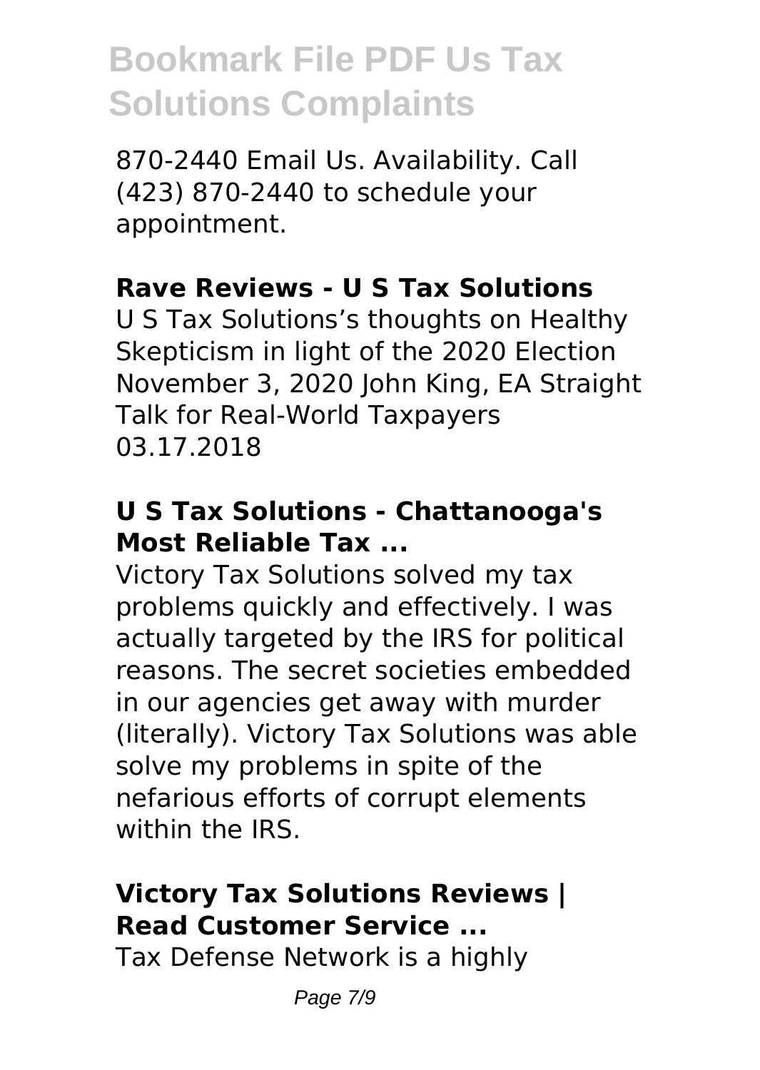870-2440 Email Us. Availability. Call (423) 870-2440 to schedule your appointment.

### Rave Reviews - U S Tax Solutions

U S Tax Solutions's thoughts on Healthy Skepticism in light of the 2020 Election November 3, 2020 John King, EA Straight Talk for Real-World Taxpayers 03.17.2018

### U S Tax Solutions - Chattanooga's Most Reliable Tax ...

Victory Tax Solutions solved my tax problems quickly and effectively. I was actually targeted by the IRS for political reasons. The secret societies embedded in our agencies get away with murder (literally). Victory Tax Solutions was able solve my problems in spite of the nefarious efforts of corrupt elements within the IRS.

### Victory Tax Solutions Reviews | Read Customer Service ...

Tax Defense Network is a highly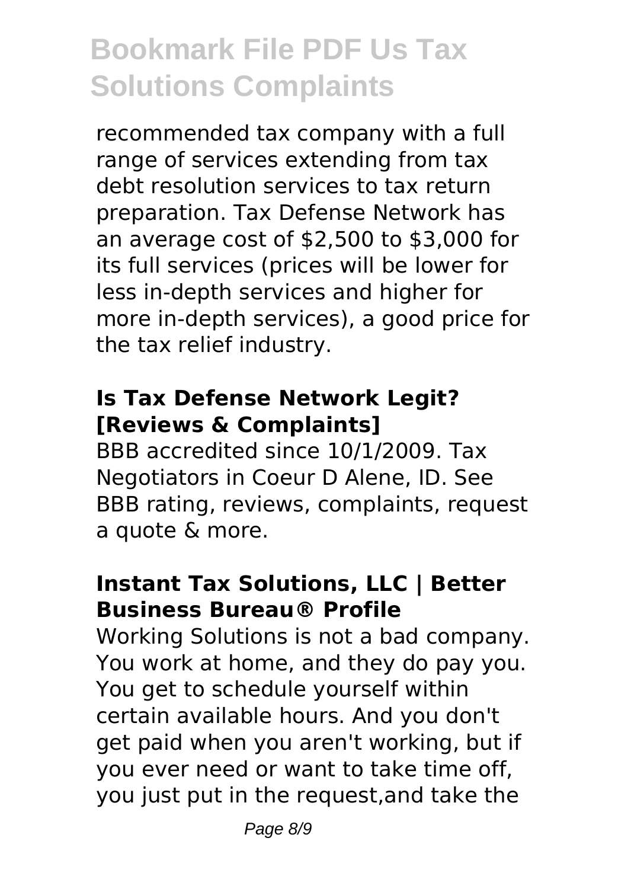recommended tax company with a full range of services extending from tax debt resolution services to tax return preparation. Tax Defense Network has an average cost of $2,500 to $3,000 for its full services (prices will be lower for less in-depth services and higher for more in-depth services), a good price for the tax relief industry.

## Is Tax Defense Network Legit? [Reviews & Complaints]

BBB accredited since 10/1/2009. Tax Negotiators in Coeur D Alene, ID. See BBB rating, reviews, complaints, request a quote & more.

## Instant Tax Solutions, LLC | Better Business Bureau® Profile

Working Solutions is not a bad company. You work at home, and they do pay you. You get to schedule yourself within certain available hours. And you don't get paid when you aren't working, but if you ever need or want to take time off, you just put in the request,and take the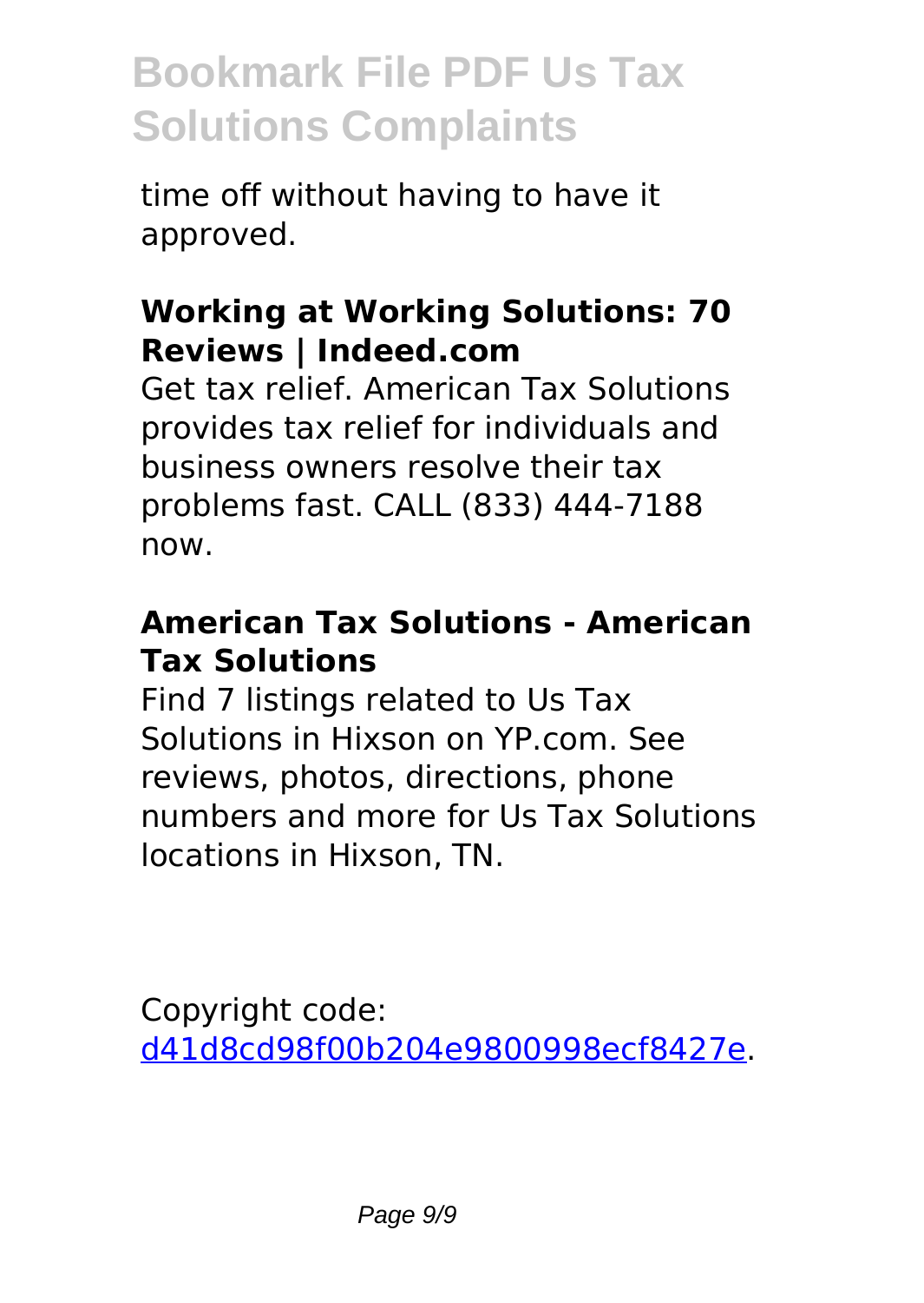time off without having to have it approved.

**Working at Working Solutions: 70 Reviews | Indeed.com**

Get tax relief. American Tax Solutions provides tax relief for individuals and business owners resolve their tax problems fast. CALL (833) 444-7188 now.

**American Tax Solutions - American Tax Solutions**

Find 7 listings related to Us Tax Solutions in Hixson on YP.com. See reviews, photos, directions, phone numbers and more for Us Tax Solutions locations in Hixson, TN.

Copyright code: d41d8cd98f00b204e9800998ecf8427e.